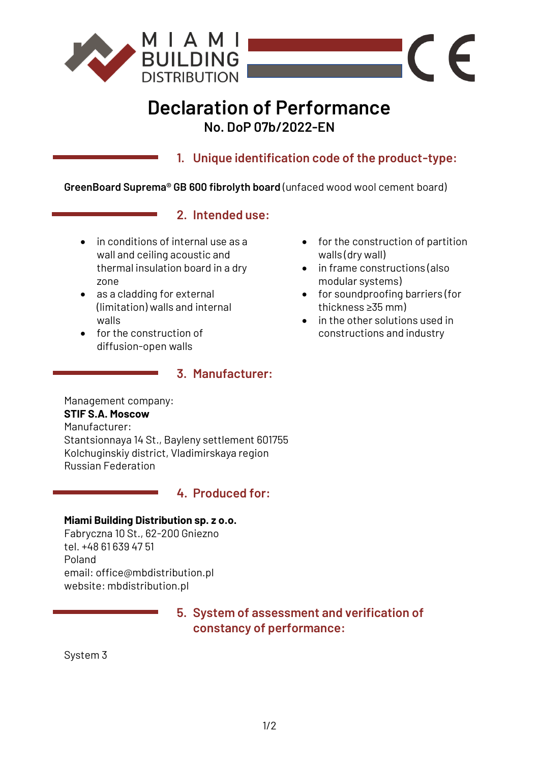MIAMI BUILDING DISTRIBUTION

# Declaration of Performance

**No. DoP 07b/2022-EN**

## 1. Unique identification code of the product-type:

**GreenBoard Suprema® GB 600 fibrolyth board** (unfaced wood wool cement board)

## 2. Intended use:

- in conditions of internal use as a wall and ceiling acoustic and thermal insulation board in a dry zone
- as a cladding for external (limitation) walls and internal walls
- for the construction of diffusion-open walls
- for the construction of partition walls (dry wall)
- in frame constructions (also modular systems)
- for soundproofing barriers (for thickness ≥35 mm)
- in the other solutions used in constructions and industry

## 3. Manufacturer:

Management company:
**STIF S.A. Moscow**
Manufacturer:
Stantsionnaya 14 St., Bayleny settlement 601755
Kolchuginskiy district, Vladimirskaya region
Russian Federation

## 4. Produced for:

**Miami Building Distribution sp. z o.o.**
Fabryczna 10 St., 62-200 Gniezno
tel. +48 61 639 47 51
Poland
email: office@mbdistribution.pl
website: mbdistribution.pl

## 5. System of assessment and verification of constancy of performance:

System 3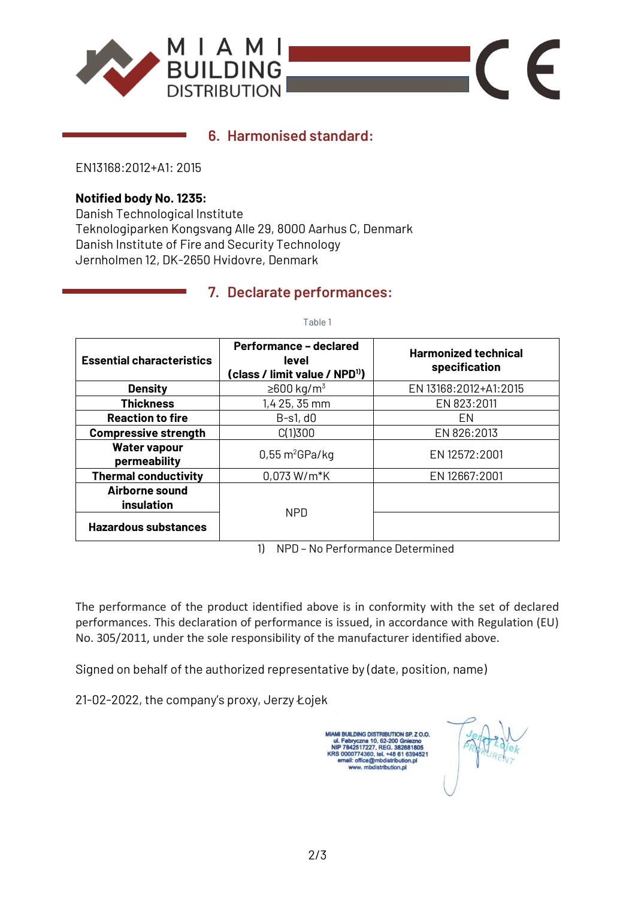## 6. Harmonised standard:

EN13168:2012+A1: 2015

**Notified body No. 1235:**
Danish Technological Institute
Teknologiparken Kongsvang Alle 29, 8000 Aarhus C, Denmark
Danish Institute of Fire and Security Technology
Jernholmen 12, DK-2650 Hvidovre, Denmark

## 7. Declarate performances:

Table 1

| Essential characteristics | Performance – declared level (class / limit value / NPD[1]) | Harmonized technical specification |
|---|---|---|
| **Density** | ≥600 kg/m$^3$ | EN 13168:2012+A1:2015 |
| **Thickness** | 1,4 25, 35 mm | EN 823:2011 |
| **Reaction to fire** | B-s1, d0 | EN |
| **Compressive strength** | C(1)300 | EN 826:2013 |
| **Water vapour permeability** | 0,55 m$^2$GPa/kg | EN 12572:2001 |
| **Thermal conductivity** | 0,073 W/m*K | EN 12667:2001 |
| **Airborne sound insulation** | NPD | |
| **Hazardous substances** | NPD | |

1) NPD – No Performance Determined

The performance of the product identified above is in conformity with the set of declared performances. This declaration of performance is issued, in accordance with Regulation (EU) No. 305/2011, under the sole responsibility of the manufacturer identified above.

Signed on behalf of the authorized representative by (date, position, name)

21-02-2022, the company's proxy, Jerzy Łojek

MIAMI BUILDING DISTRIBUTION SP. Z O.O.
ul. Fabryczna 10, 62-200 Gniezno
NIP 7842517227, REG. 382681805
KRS 0000774360, tel. +48 61 6394521
email: office@mbdistribution.pl
www. mbdistribution.pl

Jerzy Łojek
PROKURENT